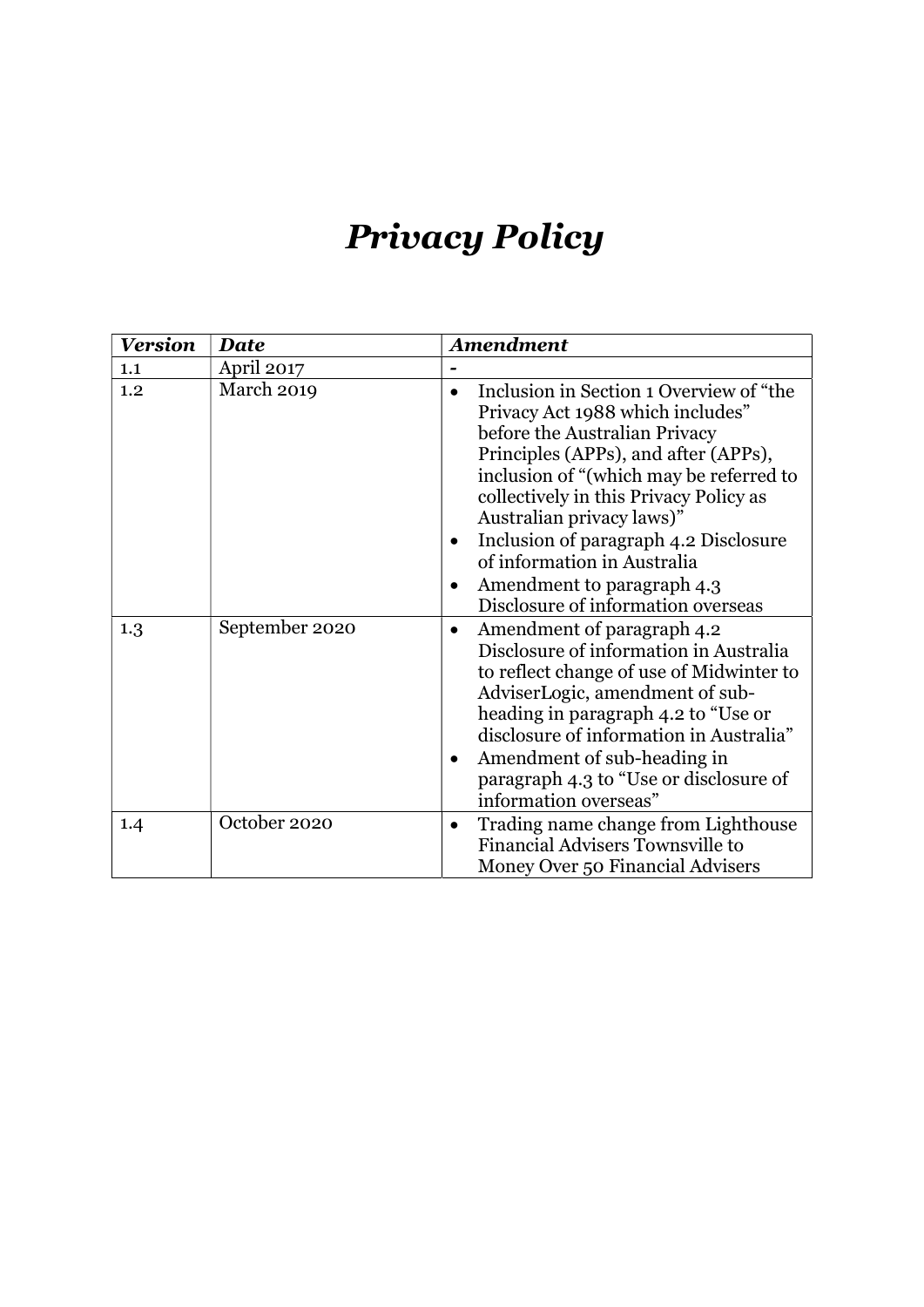# *Privacy Policy*

| *Version* | *Date* | *Amendment* |
| --- | --- | --- |
| 1.1 | April 2017 | - |
| 1.2 | March 2019 | • Inclusion in Section 1 Overview of "the Privacy Act 1988 which includes" before the Australian Privacy Principles (APPs), and after (APPs), inclusion of "(which may be referred to collectively in this Privacy Policy as Australian privacy laws)" <br> • Inclusion of paragraph 4.2 Disclosure of information in Australia <br> • Amendment to paragraph 4.3 Disclosure of information overseas |
| 1.3 | September 2020 | • Amendment of paragraph 4.2 Disclosure of information in Australia to reflect change of use of Midwinter to AdviserLogic, amendment of sub-heading in paragraph 4.2 to "Use or disclosure of information in Australia" <br> • Amendment of sub-heading in paragraph 4.3 to "Use or disclosure of information overseas" |
| 1.4 | October 2020 | • Trading name change from Lighthouse Financial Advisers Townsville to Money Over 50 Financial Advisers |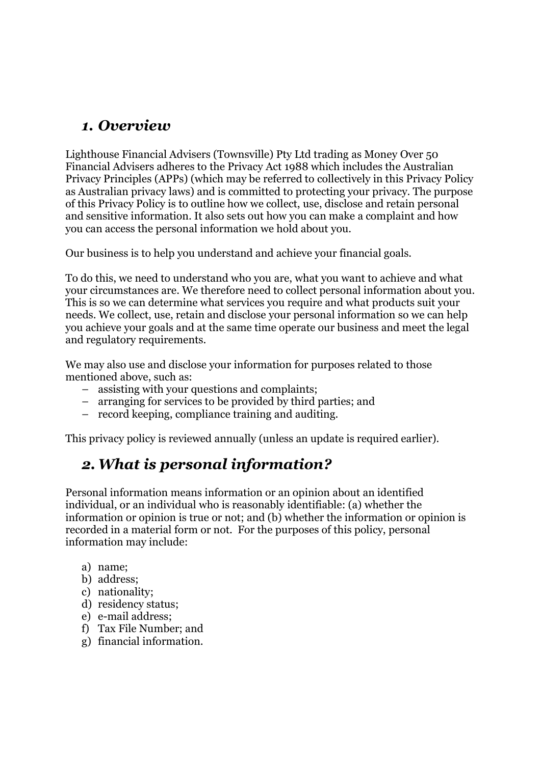## *1. Overview*

Lighthouse Financial Advisers (Townsville) Pty Ltd trading as Money Over 50 Financial Advisers adheres to the Privacy Act 1988 which includes the Australian Privacy Principles (APPs) (which may be referred to collectively in this Privacy Policy as Australian privacy laws) and is committed to protecting your privacy. The purpose of this Privacy Policy is to outline how we collect, use, disclose and retain personal and sensitive information. It also sets out how you can make a complaint and how you can access the personal information we hold about you.

Our business is to help you understand and achieve your financial goals.

To do this, we need to understand who you are, what you want to achieve and what your circumstances are. We therefore need to collect personal information about you. This is so we can determine what services you require and what products suit your needs. We collect, use, retain and disclose your personal information so we can help you achieve your goals and at the same time operate our business and meet the legal and regulatory requirements.

We may also use and disclose your information for purposes related to those mentioned above, such as:

- assisting with your questions and complaints;
- arranging for services to be provided by third parties; and
- record keeping, compliance training and auditing.

This privacy policy is reviewed annually (unless an update is required earlier).

## *2. What is personal information?*

Personal information means information or an opinion about an identified individual, or an individual who is reasonably identifiable: (a) whether the information or opinion is true or not; and (b) whether the information or opinion is recorded in a material form or not. For the purposes of this policy, personal information may include:

a) name;
b) address;
c) nationality;
d) residency status;
e) e-mail address;
f) Tax File Number; and
g) financial information.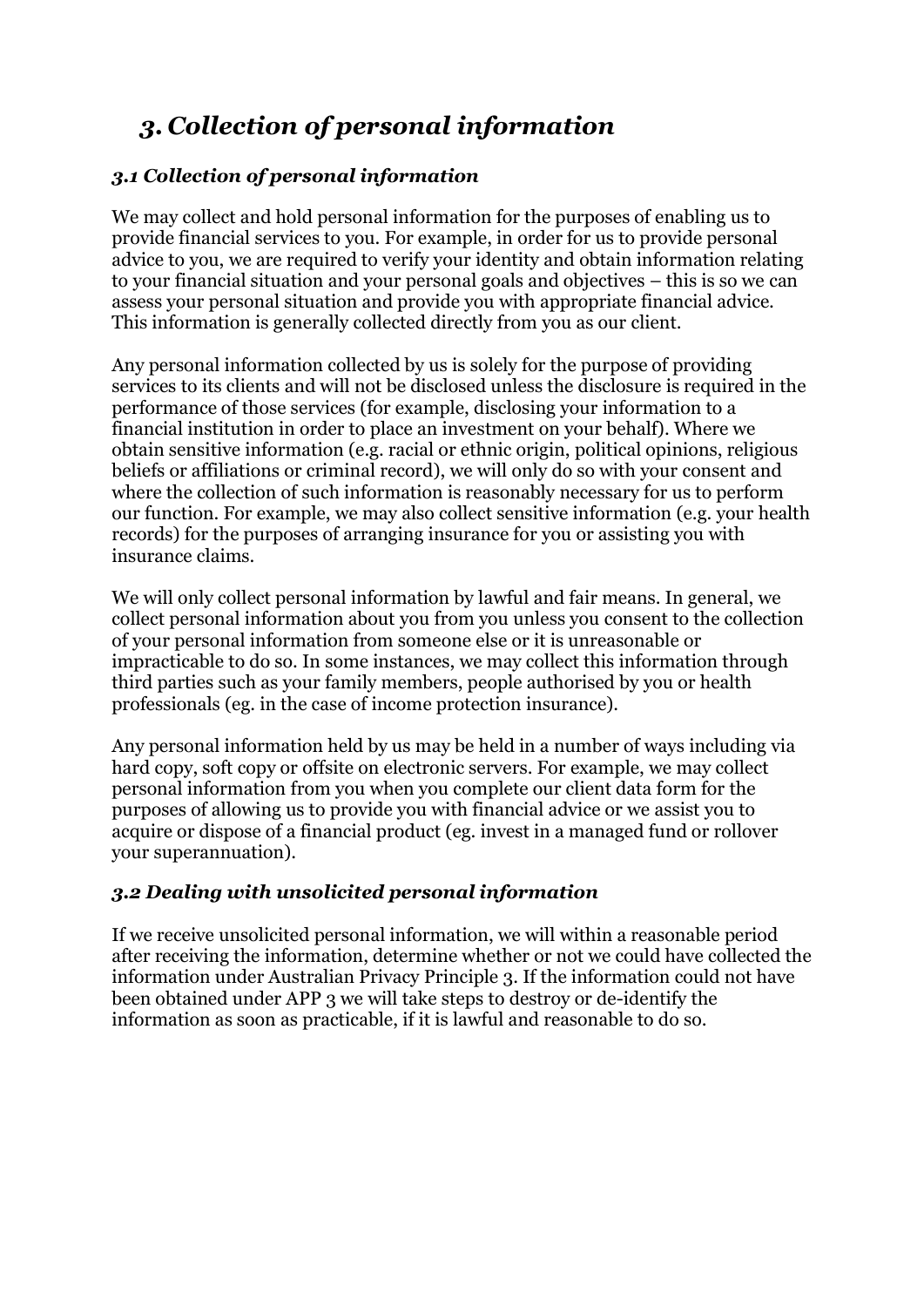# *3. Collection of personal information*

### *3.1 Collection of personal information*

We may collect and hold personal information for the purposes of enabling us to provide financial services to you. For example, in order for us to provide personal advice to you, we are required to verify your identity and obtain information relating to your financial situation and your personal goals and objectives – this is so we can assess your personal situation and provide you with appropriate financial advice. This information is generally collected directly from you as our client.

Any personal information collected by us is solely for the purpose of providing services to its clients and will not be disclosed unless the disclosure is required in the performance of those services (for example, disclosing your information to a financial institution in order to place an investment on your behalf). Where we obtain sensitive information (e.g. racial or ethnic origin, political opinions, religious beliefs or affiliations or criminal record), we will only do so with your consent and where the collection of such information is reasonably necessary for us to perform our function. For example, we may also collect sensitive information (e.g. your health records) for the purposes of arranging insurance for you or assisting you with insurance claims.

We will only collect personal information by lawful and fair means. In general, we collect personal information about you from you unless you consent to the collection of your personal information from someone else or it is unreasonable or impracticable to do so. In some instances, we may collect this information through third parties such as your family members, people authorised by you or health professionals (eg. in the case of income protection insurance).

Any personal information held by us may be held in a number of ways including via hard copy, soft copy or offsite on electronic servers. For example, we may collect personal information from you when you complete our client data form for the purposes of allowing us to provide you with financial advice or we assist you to acquire or dispose of a financial product (eg. invest in a managed fund or rollover your superannuation).

### *3.2 Dealing with unsolicited personal information*

If we receive unsolicited personal information, we will within a reasonable period after receiving the information, determine whether or not we could have collected the information under Australian Privacy Principle 3. If the information could not have been obtained under APP 3 we will take steps to destroy or de-identify the information as soon as practicable, if it is lawful and reasonable to do so.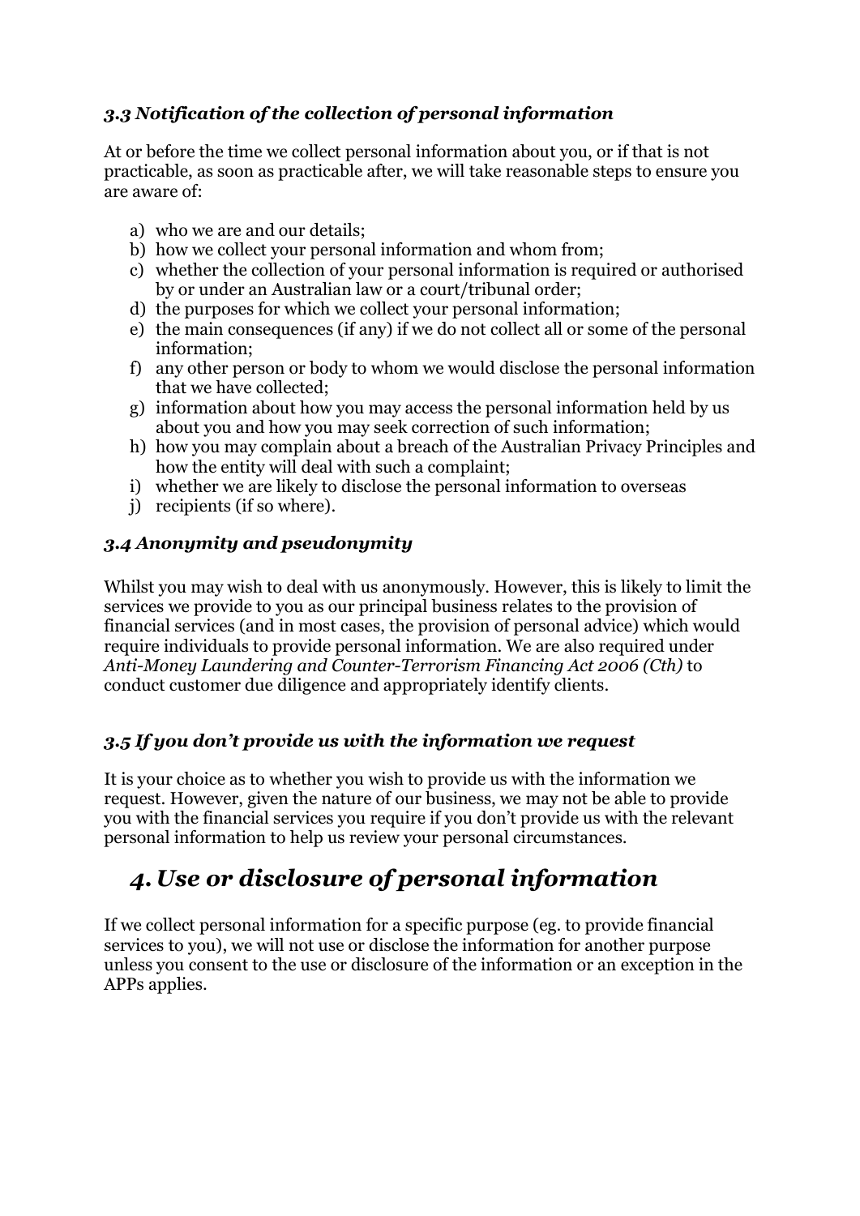### *3.3 Notification of the collection of personal information*

At or before the time we collect personal information about you, or if that is not practicable, as soon as practicable after, we will take reasonable steps to ensure you are aware of:

a) who we are and our details;
b) how we collect your personal information and whom from;
c) whether the collection of your personal information is required or authorised by or under an Australian law or a court/tribunal order;
d) the purposes for which we collect your personal information;
e) the main consequences (if any) if we do not collect all or some of the personal information;
f) any other person or body to whom we would disclose the personal information that we have collected;
g) information about how you may access the personal information held by us about you and how you may seek correction of such information;
h) how you may complain about a breach of the Australian Privacy Principles and how the entity will deal with such a complaint;
i) whether we are likely to disclose the personal information to overseas
j) recipients (if so where).

### *3.4 Anonymity and pseudonymity*

Whilst you may wish to deal with us anonymously. However, this is likely to limit the services we provide to you as our principal business relates to the provision of financial services (and in most cases, the provision of personal advice) which would require individuals to provide personal information. We are also required under *Anti-Money Laundering and Counter-Terrorism Financing Act 2006 (Cth)* to conduct customer due diligence and appropriately identify clients.

### *3.5 If you don't provide us with the information we request*

It is your choice as to whether you wish to provide us with the information we request. However, given the nature of our business, we may not be able to provide you with the financial services you require if you don't provide us with the relevant personal information to help us review your personal circumstances.

## *4. Use or disclosure of personal information*

If we collect personal information for a specific purpose (eg. to provide financial services to you), we will not use or disclose the information for another purpose unless you consent to the use or disclosure of the information or an exception in the APPs applies.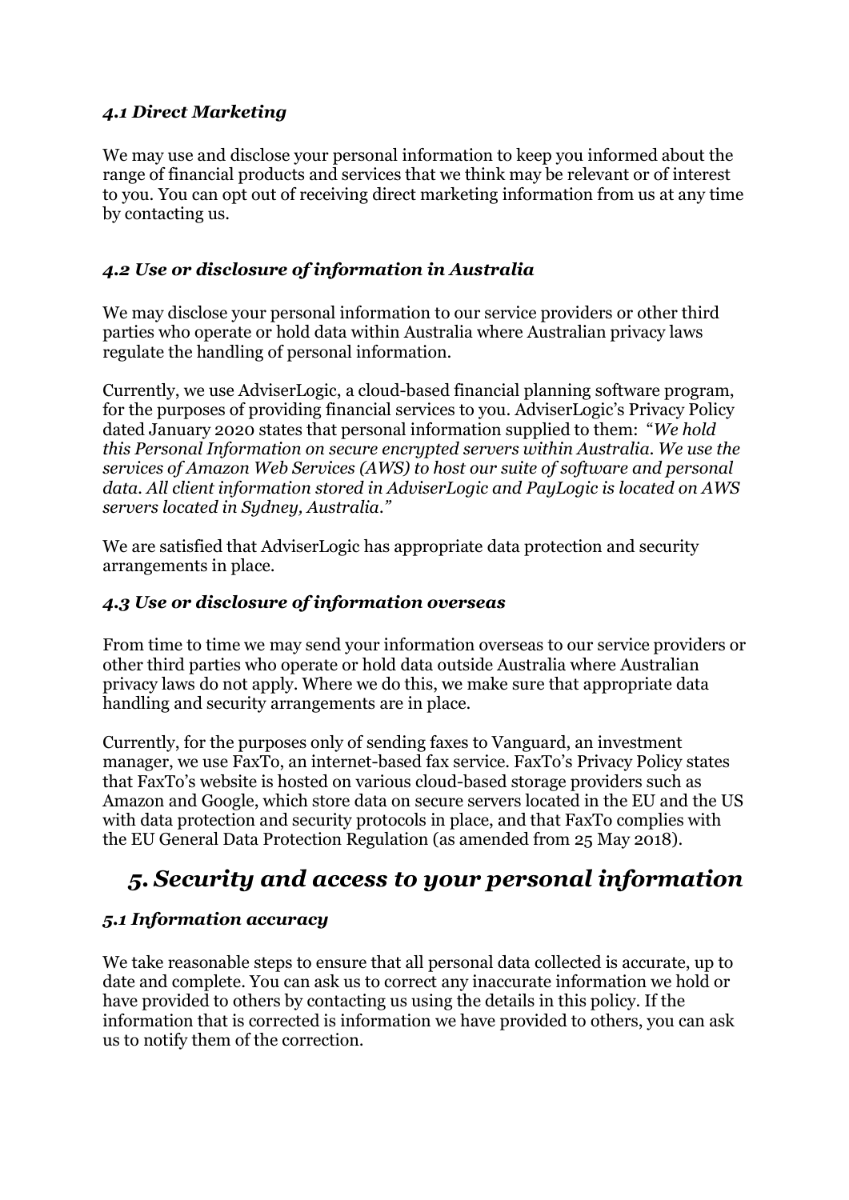### *4.1 Direct Marketing*

We may use and disclose your personal information to keep you informed about the range of financial products and services that we think may be relevant or of interest to you. You can opt out of receiving direct marketing information from us at any time by contacting us.

### *4.2 Use or disclosure of information in Australia*

We may disclose your personal information to our service providers or other third parties who operate or hold data within Australia where Australian privacy laws regulate the handling of personal information.

Currently, we use AdviserLogic, a cloud-based financial planning software program, for the purposes of providing financial services to you. AdviserLogic's Privacy Policy dated January 2020 states that personal information supplied to them: "*We hold this Personal Information on secure encrypted servers within Australia. We use the services of Amazon Web Services (AWS) to host our suite of software and personal data. All client information stored in AdviserLogic and PayLogic is located on AWS servers located in Sydney, Australia.*"

We are satisfied that AdviserLogic has appropriate data protection and security arrangements in place.

### *4.3 Use or disclosure of information overseas*

From time to time we may send your information overseas to our service providers or other third parties who operate or hold data outside Australia where Australian privacy laws do not apply. Where we do this, we make sure that appropriate data handling and security arrangements are in place.

Currently, for the purposes only of sending faxes to Vanguard, an investment manager, we use FaxTo, an internet-based fax service. FaxTo's Privacy Policy states that FaxTo's website is hosted on various cloud-based storage providers such as Amazon and Google, which store data on secure servers located in the EU and the US with data protection and security protocols in place, and that FaxTo complies with the EU General Data Protection Regulation (as amended from 25 May 2018).

## *5. Security and access to your personal information*

### *5.1 Information accuracy*

We take reasonable steps to ensure that all personal data collected is accurate, up to date and complete. You can ask us to correct any inaccurate information we hold or have provided to others by contacting us using the details in this policy. If the information that is corrected is information we have provided to others, you can ask us to notify them of the correction.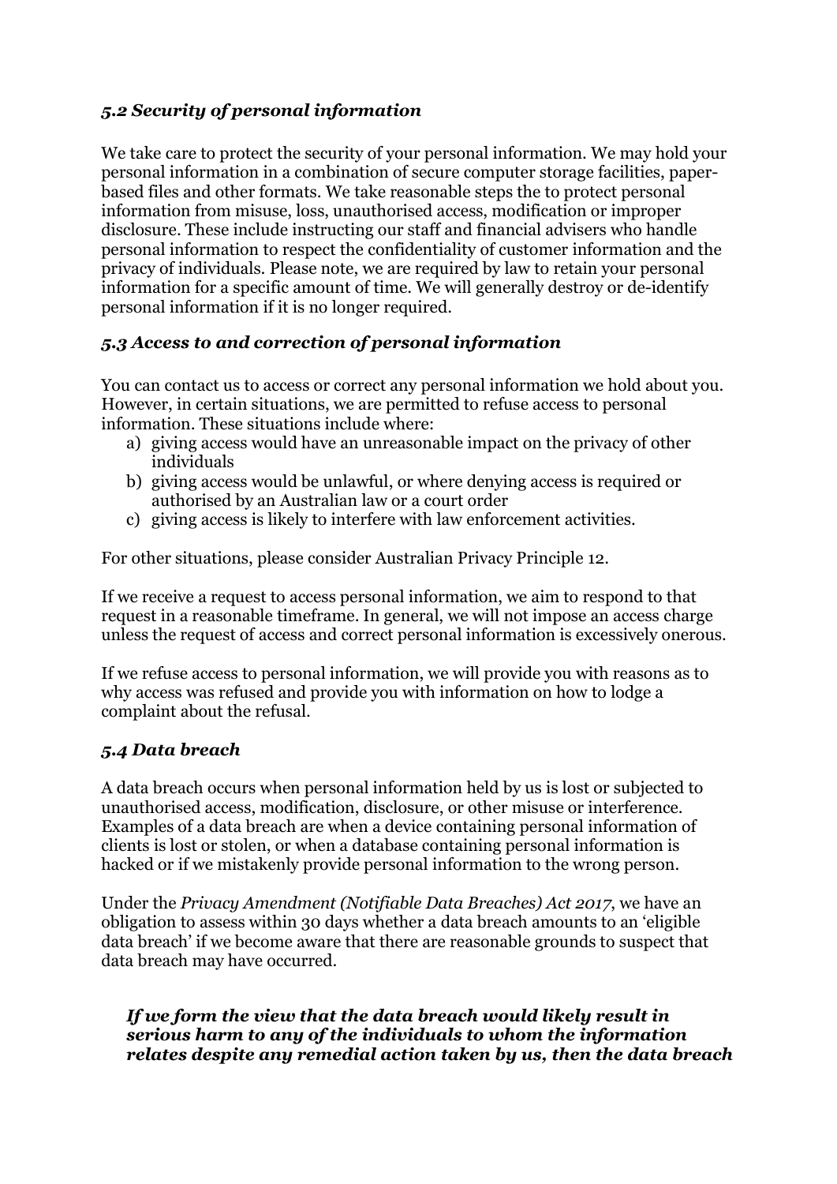### *5.2 Security of personal information*

We take care to protect the security of your personal information. We may hold your personal information in a combination of secure computer storage facilities, paper-based files and other formats. We take reasonable steps the to protect personal information from misuse, loss, unauthorised access, modification or improper disclosure. These include instructing our staff and financial advisers who handle personal information to respect the confidentiality of customer information and the privacy of individuals. Please note, we are required by law to retain your personal information for a specific amount of time. We will generally destroy or de-identify personal information if it is no longer required.

### *5.3 Access to and correction of personal information*

You can contact us to access or correct any personal information we hold about you. However, in certain situations, we are permitted to refuse access to personal information. These situations include where:

a) giving access would have an unreasonable impact on the privacy of other individuals
b) giving access would be unlawful, or where denying access is required or authorised by an Australian law or a court order
c) giving access is likely to interfere with law enforcement activities.

For other situations, please consider Australian Privacy Principle 12.

If we receive a request to access personal information, we aim to respond to that request in a reasonable timeframe. In general, we will not impose an access charge unless the request of access and correct personal information is excessively onerous.

If we refuse access to personal information, we will provide you with reasons as to why access was refused and provide you with information on how to lodge a complaint about the refusal.

### *5.4 Data breach*

A data breach occurs when personal information held by us is lost or subjected to unauthorised access, modification, disclosure, or other misuse or interference. Examples of a data breach are when a device containing personal information of clients is lost or stolen, or when a database containing personal information is hacked or if we mistakenly provide personal information to the wrong person.

Under the *Privacy Amendment (Notifiable Data Breaches) Act 2017*, we have an obligation to assess within 30 days whether a data breach amounts to an 'eligible data breach' if we become aware that there are reasonable grounds to suspect that data breach may have occurred.

***If we form the view that the data breach would likely result in serious harm to any of the individuals to whom the information relates despite any remedial action taken by us, then the data breach***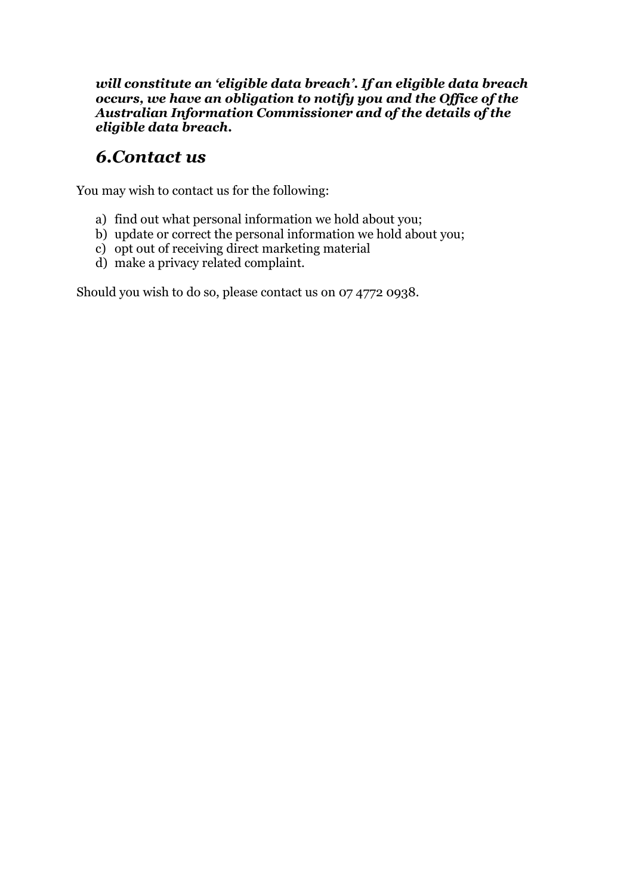***will constitute an 'eligible data breach'. If an eligible data breach occurs, we have an obligation to notify you and the Office of the Australian Information Commissioner and of the details of the eligible data breach.***

## *6.Contact us*

You may wish to contact us for the following:

a) find out what personal information we hold about you;
b) update or correct the personal information we hold about you;
c) opt out of receiving direct marketing material
d) make a privacy related complaint.

Should you wish to do so, please contact us on 07 4772 0938.